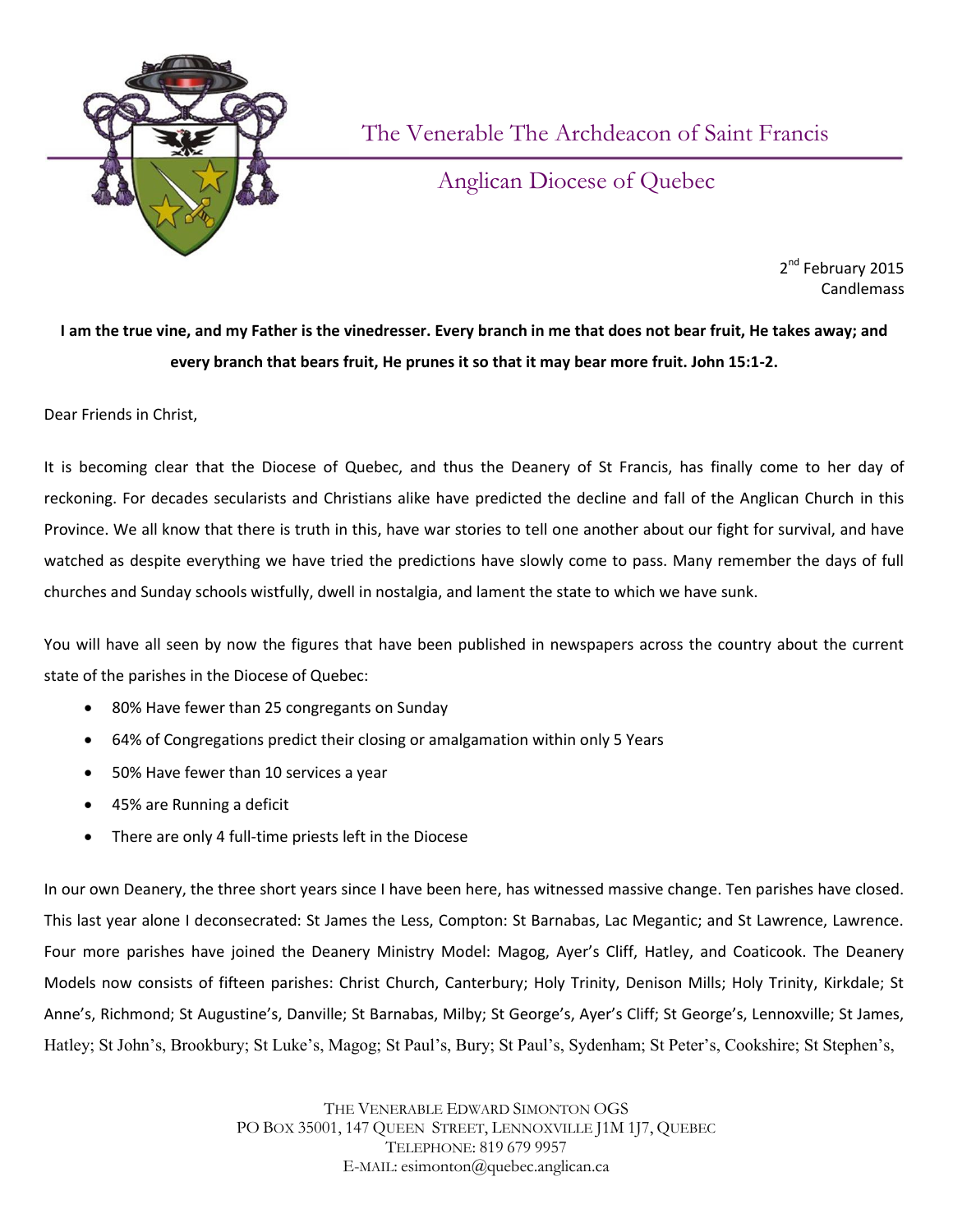# The Venerable The Archdeacon of Saint Francis

## Anglican Diocese of Quebec

2nd February 2015
Candlemass

**I am the true vine, and my Father is the vinedresser. Every branch in me that does not bear fruit, He takes away; and every branch that bears fruit, He prunes it so that it may bear more fruit. John 15:1-2.**

Dear Friends in Christ,

It is becoming clear that the Diocese of Quebec, and thus the Deanery of St Francis, has finally come to her day of reckoning. For decades secularists and Christians alike have predicted the decline and fall of the Anglican Church in this Province. We all know that there is truth in this, have war stories to tell one another about our fight for survival, and have watched as despite everything we have tried the predictions have slowly come to pass. Many remember the days of full churches and Sunday schools wistfully, dwell in nostalgia, and lament the state to which we have sunk.

You will have all seen by now the figures that have been published in newspapers across the country about the current state of the parishes in the Diocese of Quebec:

- 80% Have fewer than 25 congregants on Sunday
- 64% of Congregations predict their closing or amalgamation within only 5 Years
- 50% Have fewer than 10 services a year
- 45% are Running a deficit
- There are only 4 full-time priests left in the Diocese

In our own Deanery, the three short years since I have been here, has witnessed massive change. Ten parishes have closed. This last year alone I deconsecrated: St James the Less, Compton: St Barnabas, Lac Megantic; and St Lawrence, Lawrence. Four more parishes have joined the Deanery Ministry Model: Magog, Ayer's Cliff, Hatley, and Coaticook. The Deanery Models now consists of fifteen parishes: Christ Church, Canterbury; Holy Trinity, Denison Mills; Holy Trinity, Kirkdale; St Anne's, Richmond; St Augustine's, Danville; St Barnabas, Milby; St George's, Ayer's Cliff; St George's, Lennoxville; St James, Hatley; St John's, Brookbury; St Luke's, Magog; St Paul's, Bury; St Paul's, Sydenham; St Peter's, Cookshire; St Stephen's,

THE VENERABLE EDWARD SIMONTON OGS
PO BOX 35001, 147 QUEEN STREET, LENNOXVILLE J1M 1J7, QUEBEC
TELEPHONE: 819 679 9957
E-MAIL: esimonton@quebec.anglican.ca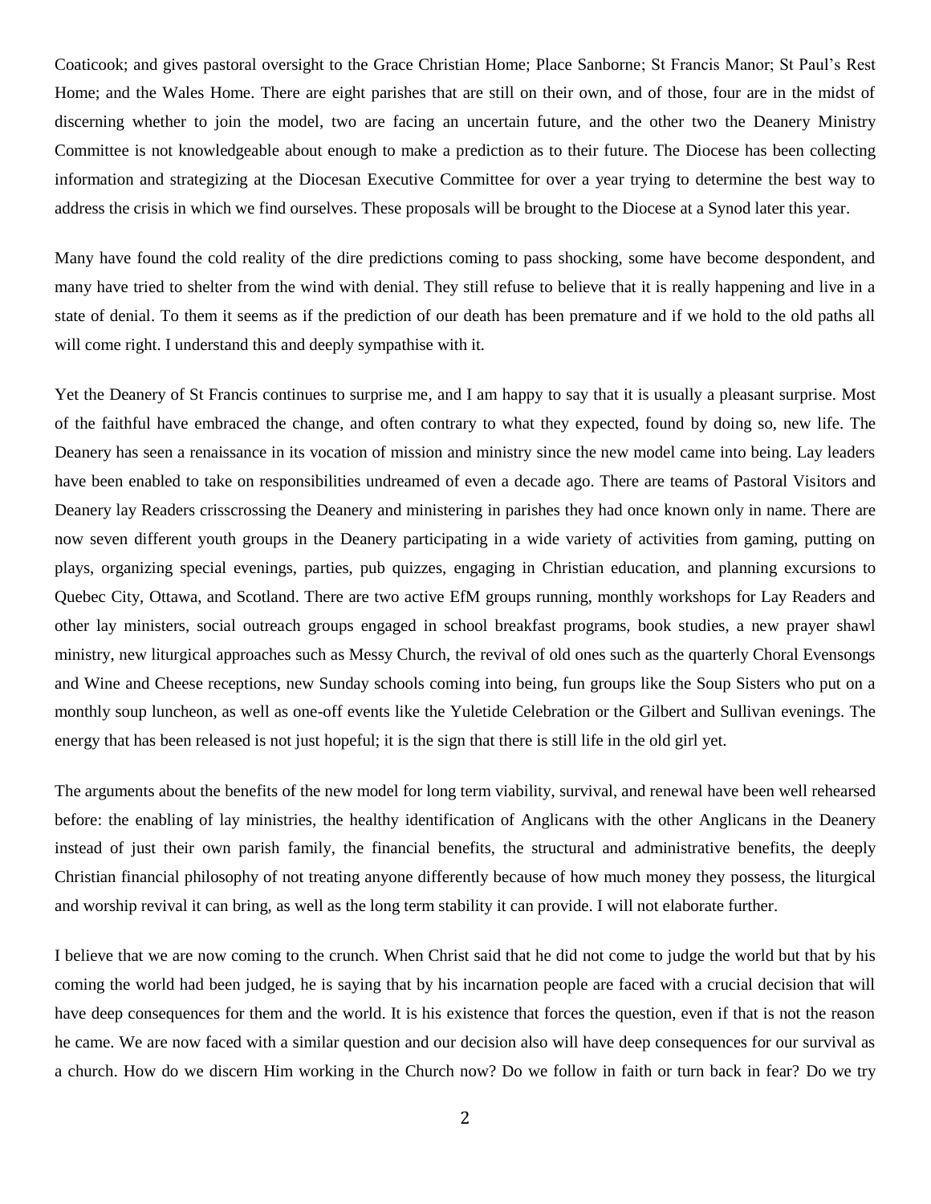Coaticook; and gives pastoral oversight to the Grace Christian Home; Place Sanborne; St Francis Manor; St Paul's Rest Home; and the Wales Home. There are eight parishes that are still on their own, and of those, four are in the midst of discerning whether to join the model, two are facing an uncertain future, and the other two the Deanery Ministry Committee is not knowledgeable about enough to make a prediction as to their future. The Diocese has been collecting information and strategizing at the Diocesan Executive Committee for over a year trying to determine the best way to address the crisis in which we find ourselves. These proposals will be brought to the Diocese at a Synod later this year.

Many have found the cold reality of the dire predictions coming to pass shocking, some have become despondent, and many have tried to shelter from the wind with denial. They still refuse to believe that it is really happening and live in a state of denial. To them it seems as if the prediction of our death has been premature and if we hold to the old paths all will come right. I understand this and deeply sympathise with it.

Yet the Deanery of St Francis continues to surprise me, and I am happy to say that it is usually a pleasant surprise. Most of the faithful have embraced the change, and often contrary to what they expected, found by doing so, new life. The Deanery has seen a renaissance in its vocation of mission and ministry since the new model came into being. Lay leaders have been enabled to take on responsibilities undreamed of even a decade ago. There are teams of Pastoral Visitors and Deanery lay Readers crisscrossing the Deanery and ministering in parishes they had once known only in name. There are now seven different youth groups in the Deanery participating in a wide variety of activities from gaming, putting on plays, organizing special evenings, parties, pub quizzes, engaging in Christian education, and planning excursions to Quebec City, Ottawa, and Scotland. There are two active EfM groups running, monthly workshops for Lay Readers and other lay ministers, social outreach groups engaged in school breakfast programs, book studies, a new prayer shawl ministry, new liturgical approaches such as Messy Church, the revival of old ones such as the quarterly Choral Evensongs and Wine and Cheese receptions, new Sunday schools coming into being, fun groups like the Soup Sisters who put on a monthly soup luncheon, as well as one-off events like the Yuletide Celebration or the Gilbert and Sullivan evenings. The energy that has been released is not just hopeful; it is the sign that there is still life in the old girl yet.

The arguments about the benefits of the new model for long term viability, survival, and renewal have been well rehearsed before: the enabling of lay ministries, the healthy identification of Anglicans with the other Anglicans in the Deanery instead of just their own parish family, the financial benefits, the structural and administrative benefits, the deeply Christian financial philosophy of not treating anyone differently because of how much money they possess, the liturgical and worship revival it can bring, as well as the long term stability it can provide. I will not elaborate further.

I believe that we are now coming to the crunch. When Christ said that he did not come to judge the world but that by his coming the world had been judged, he is saying that by his incarnation people are faced with a crucial decision that will have deep consequences for them and the world. It is his existence that forces the question, even if that is not the reason he came. We are now faced with a similar question and our decision also will have deep consequences for our survival as a church. How do we discern Him working in the Church now? Do we follow in faith or turn back in fear? Do we try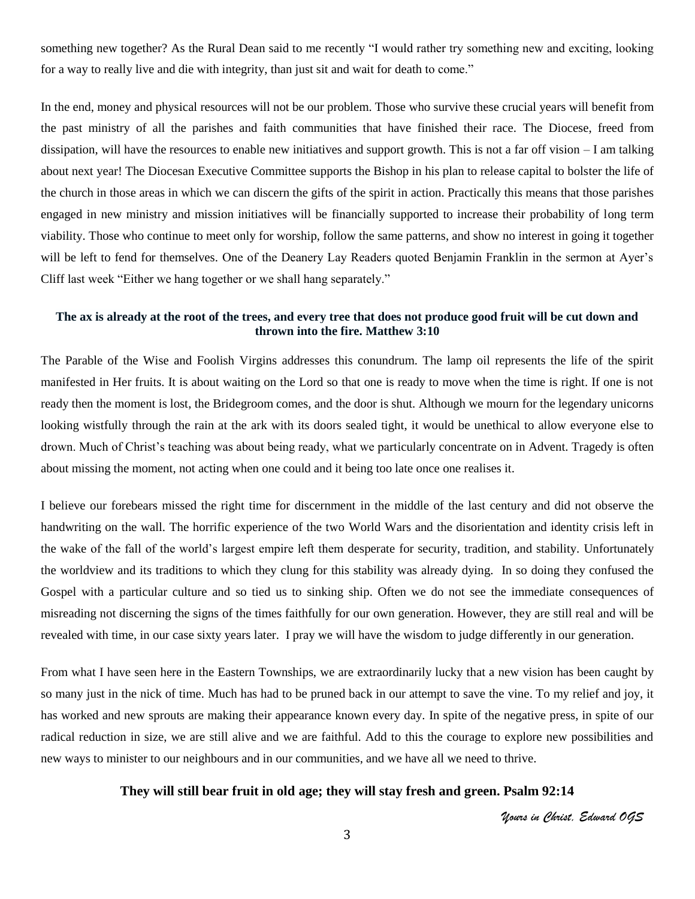something new together? As the Rural Dean said to me recently "I would rather try something new and exciting, looking for a way to really live and die with integrity, than just sit and wait for death to come."

In the end, money and physical resources will not be our problem. Those who survive these crucial years will benefit from the past ministry of all the parishes and faith communities that have finished their race. The Diocese, freed from dissipation, will have the resources to enable new initiatives and support growth. This is not a far off vision – I am talking about next year! The Diocesan Executive Committee supports the Bishop in his plan to release capital to bolster the life of the church in those areas in which we can discern the gifts of the spirit in action. Practically this means that those parishes engaged in new ministry and mission initiatives will be financially supported to increase their probability of long term viability. Those who continue to meet only for worship, follow the same patterns, and show no interest in going it together will be left to fend for themselves. One of the Deanery Lay Readers quoted Benjamin Franklin in the sermon at Ayer's Cliff last week "Either we hang together or we shall hang separately."

**The ax is already at the root of the trees, and every tree that does not produce good fruit will be cut down and thrown into the fire. Matthew 3:10**

The Parable of the Wise and Foolish Virgins addresses this conundrum. The lamp oil represents the life of the spirit manifested in Her fruits. It is about waiting on the Lord so that one is ready to move when the time is right. If one is not ready then the moment is lost, the Bridegroom comes, and the door is shut. Although we mourn for the legendary unicorns looking wistfully through the rain at the ark with its doors sealed tight, it would be unethical to allow everyone else to drown. Much of Christ's teaching was about being ready, what we particularly concentrate on in Advent. Tragedy is often about missing the moment, not acting when one could and it being too late once one realises it.

I believe our forebears missed the right time for discernment in the middle of the last century and did not observe the handwriting on the wall. The horrific experience of the two World Wars and the disorientation and identity crisis left in the wake of the fall of the world's largest empire left them desperate for security, tradition, and stability. Unfortunately the worldview and its traditions to which they clung for this stability was already dying. In so doing they confused the Gospel with a particular culture and so tied us to sinking ship. Often we do not see the immediate consequences of misreading not discerning the signs of the times faithfully for our own generation. However, they are still real and will be revealed with time, in our case sixty years later. I pray we will have the wisdom to judge differently in our generation.

From what I have seen here in the Eastern Townships, we are extraordinarily lucky that a new vision has been caught by so many just in the nick of time. Much has had to be pruned back in our attempt to save the vine. To my relief and joy, it has worked and new sprouts are making their appearance known every day. In spite of the negative press, in spite of our radical reduction in size, we are still alive and we are faithful. Add to this the courage to explore new possibilities and new ways to minister to our neighbours and in our communities, and we have all we need to thrive.

**They will still bear fruit in old age; they will stay fresh and green. Psalm 92:14**

*Yours in Christ, Edward OGS*